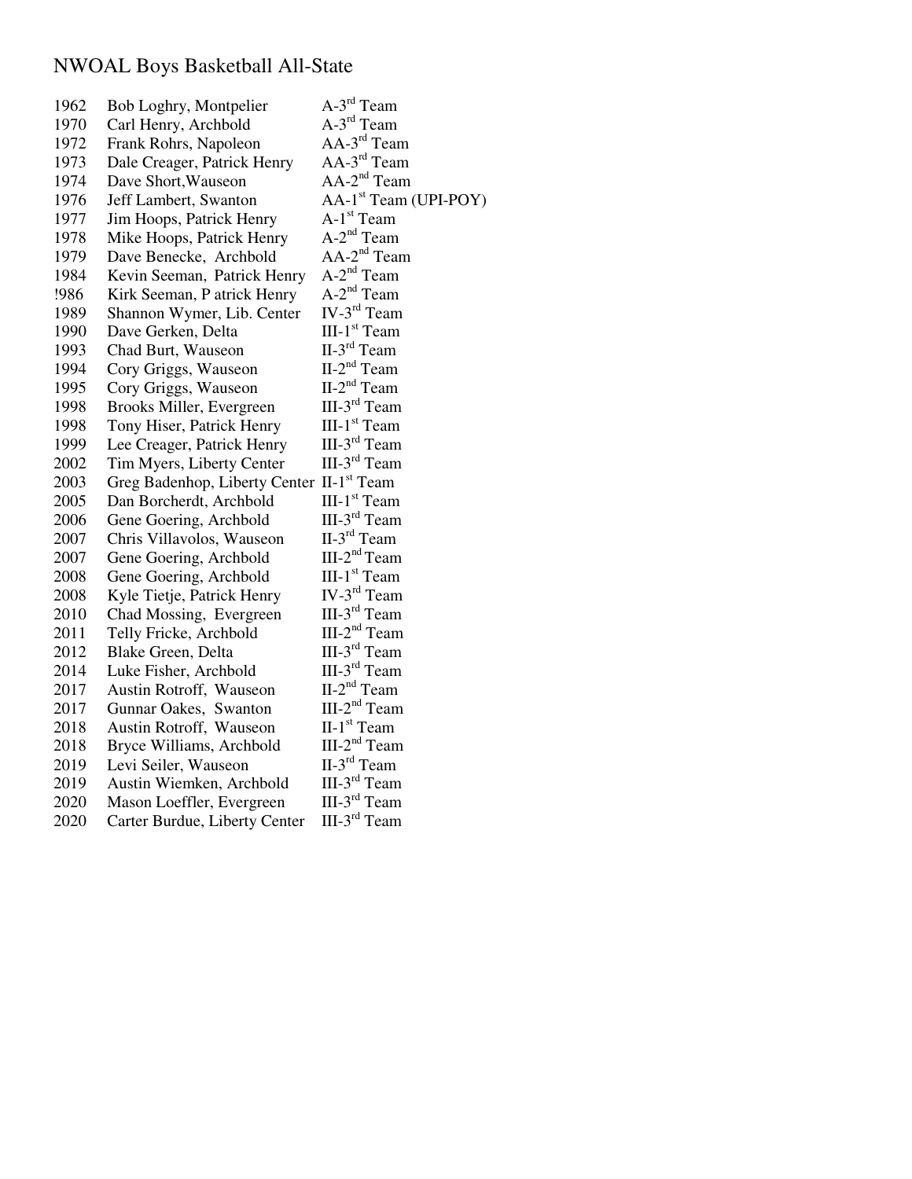# NWOAL Boys Basketball All-State

| | | |
|---|---|---|
| 1962 | Bob Loghry, Montpelier | A-3rd Team |
| 1970 | Carl Henry, Archbold | A-3rd Team |
| 1972 | Frank Rohrs, Napoleon | AA-3rd Team |
| 1973 | Dale Creager, Patrick Henry | AA-3rd Team |
| 1974 | Dave Short,Wauseon | AA-2nd Team |
| 1976 | Jeff Lambert, Swanton | AA-1st Team (UPI-POY) |
| 1977 | Jim Hoops, Patrick Henry | A-1st Team |
| 1978 | Mike Hoops, Patrick Henry | A-2nd Team |
| 1979 | Dave Benecke, Archbold | AA-2nd Team |
| 1984 | Kevin Seeman, Patrick Henry | A-2nd Team |
| !986 | Kirk Seeman, P atrick Henry | A-2nd Team |
| 1989 | Shannon Wymer, Lib. Center | IV-3rd Team |
| 1990 | Dave Gerken, Delta | III-1st Team |
| 1993 | Chad Burt, Wauseon | II-3rd Team |
| 1994 | Cory Griggs, Wauseon | II-2nd Team |
| 1995 | Cory Griggs, Wauseon | II-2nd Team |
| 1998 | Brooks Miller, Evergreen | III-3rd Team |
| 1998 | Tony Hiser, Patrick Henry | III-1st Team |
| 1999 | Lee Creager, Patrick Henry | III-3rd Team |
| 2002 | Tim Myers, Liberty Center | III-3rd Team |
| 2003 | Greg Badenhop, Liberty Center | II-1st Team |
| 2005 | Dan Borcherdt, Archbold | III-1st Team |
| 2006 | Gene Goering, Archbold | III-3rd Team |
| 2007 | Chris Villavolos, Wauseon | II-3rd Team |
| 2007 | Gene Goering, Archbold | III-2nd Team |
| 2008 | Gene Goering, Archbold | III-1st Team |
| 2008 | Kyle Tietje, Patrick Henry | IV-3rd Team |
| 2010 | Chad Mossing, Evergreen | III-3rd Team |
| 2011 | Telly Fricke, Archbold | III-2nd Team |
| 2012 | Blake Green, Delta | III-3rd Team |
| 2014 | Luke Fisher, Archbold | III-3rd Team |
| 2017 | Austin Rotroff, Wauseon | II-2nd Team |
| 2017 | Gunnar Oakes, Swanton | III-2nd Team |
| 2018 | Austin Rotroff, Wauseon | II-1st Team |
| 2018 | Bryce Williams, Archbold | III-2nd Team |
| 2019 | Levi Seiler, Wauseon | II-3rd Team |
| 2019 | Austin Wiemken, Archbold | III-3rd Team |
| 2020 | Mason Loeffler, Evergreen | III-3rd Team |
| 2020 | Carter Burdue, Liberty Center | III-3rd Team |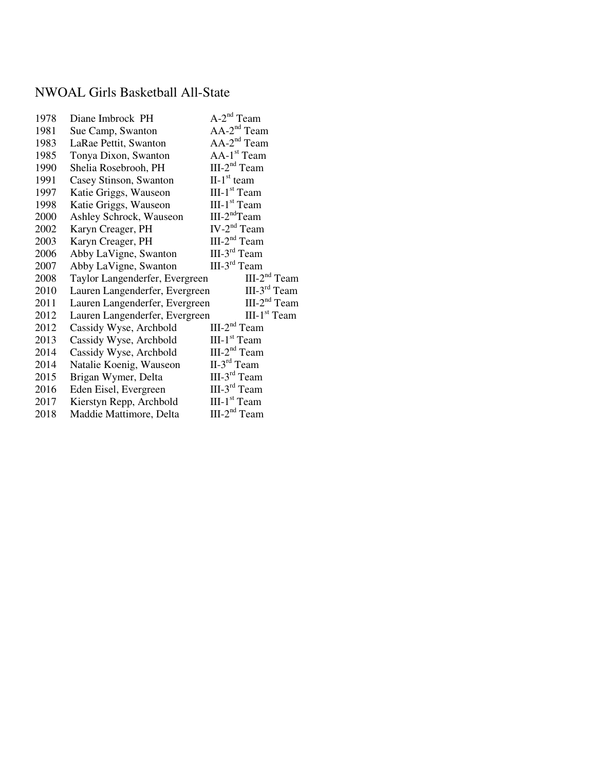# NWOAL Girls Basketball All-State

| | | |
|---|---|---|
| 1978 | Diane Imbrock PH | A-2nd Team |
| 1981 | Sue Camp, Swanton | AA-2nd Team |
| 1983 | LaRae Pettit, Swanton | AA-2nd Team |
| 1985 | Tonya Dixon, Swanton | AA-1st Team |
| 1990 | Shelia Rosebrooh, PH | III-2nd Team |
| 1991 | Casey Stinson, Swanton | II-1st team |
| 1997 | Katie Griggs, Wauseon | III-1st Team |
| 1998 | Katie Griggs, Wauseon | III-1st Team |
| 2000 | Ashley Schrock, Wauseon | III-2ndTeam |
| 2002 | Karyn Creager, PH | IV-2nd Team |
| 2003 | Karyn Creager, PH | III-2nd Team |
| 2006 | Abby LaVigne, Swanton | III-3rd Team |
| 2007 | Abby LaVigne, Swanton | III-3rd Team |
| 2008 | Taylor Langenderfer, Evergreen | III-2nd Team |
| 2010 | Lauren Langenderfer, Evergreen | III-3rd Team |
| 2011 | Lauren Langenderfer, Evergreen | III-2nd Team |
| 2012 | Lauren Langenderfer, Evergreen | III-1st Team |
| 2012 | Cassidy Wyse, Archbold | III-2nd Team |
| 2013 | Cassidy Wyse, Archbold | III-1st Team |
| 2014 | Cassidy Wyse, Archbold | III-2nd Team |
| 2014 | Natalie Koenig, Wauseon | II-3rd Team |
| 2015 | Brigan Wymer, Delta | III-3rd Team |
| 2016 | Eden Eisel, Evergreen | III-3rd Team |
| 2017 | Kierstyn Repp, Archbold | III-1st Team |
| 2018 | Maddie Mattimore, Delta | III-2nd Team |